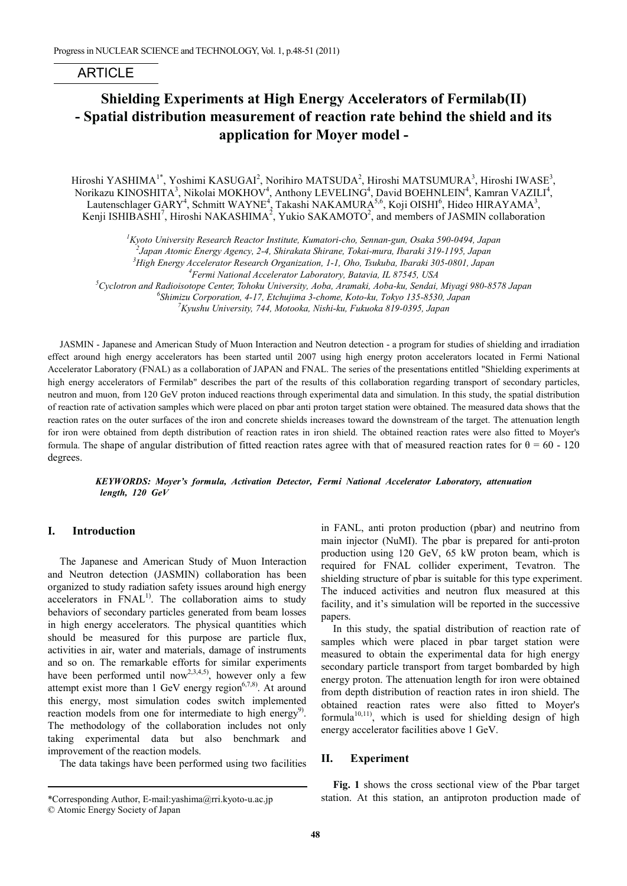ARTICLE

# Shielding Experiments at High Energy Accelerators of Fermilab(II) - Spatial distribution measurement of reaction rate behind the shield and its application for Moyer model -

Hiroshi YASHIMA[1*], Yoshimi KASUGAI[2], Norihiro MATSUDA[2], Hiroshi MATSUMURA[3], Hiroshi IWASE[3], Norikazu KINOSHITA[3], Nikolai MOKHOV[4], Anthony LEVELING[4], David BOEHNLEIN[4], Kamran VAZILI[4], Lautenschlager GARY[4], Schmitt WAYNE[4], Takashi NAKAMURA[5,6], Koji OISHI[6], Hideo HIRAYAMA[3], Kenji ISHIBASHI[7], Hiroshi NAKASHIMA[2], Yukio SAKAMOTO[2], and members of JASMIN collaboration

[1]Kyoto University Research Reactor Institute, Kumatori-cho, Sennan-gun, Osaka 590-0494, Japan
[2]Japan Atomic Energy Agency, 2-4, Shirakata Shirane, Tokai-mura, Ibaraki 319-1195, Japan
[3]High Energy Accelerator Research Organization, 1-1, Oho, Tsukuba, Ibaraki 305-0801, Japan
[4]Fermi National Accelerator Laboratory, Batavia, IL 87545, USA
[5]Cyclotron and Radioisotope Center, Tohoku University, Aoba, Aramaki, Aoba-ku, Sendai, Miyagi 980-8578 Japan
[6]Shimizu Corporation, 4-17, Etchujima 3-chome, Koto-ku, Tokyo 135-8530, Japan
[7]Kyushu University, 744, Motooka, Nishi-ku, Fukuoka 819-0395, Japan

JASMIN - Japanese and American Study of Muon Interaction and Neutron detection - a program for studies of shielding and irradiation effect around high energy accelerators has been started until 2007 using high energy proton accelerators located in Fermi National Accelerator Laboratory (FNAL) as a collaboration of JAPAN and FNAL. The series of the presentations entitled "Shielding experiments at high energy accelerators of Fermilab" describes the part of the results of this collaboration regarding transport of secondary particles, neutron and muon, from 120 GeV proton induced reactions through experimental data and simulation. In this study, the spatial distribution of reaction rate of activation samples which were placed on pbar anti proton target station were obtained. The measured data shows that the reaction rates on the outer surfaces of the iron and concrete shields increases toward the downstream of the target. The attenuation length for iron were obtained from depth distribution of reaction rates in iron shield. The obtained reaction rates were also fitted to Moyer's formula. The shape of angular distribution of fitted reaction rates agree with that of measured reaction rates for $\theta$ = 60 - 120 degrees.

***KEYWORDS: Moyer's formula, Activation Detector, Fermi National Accelerator Laboratory, attenuation length, 120 GeV***

## I. Introduction

The Japanese and American Study of Muon Interaction and Neutron detection (JASMIN) collaboration has been organized to study radiation safety issues around high energy accelerators in FNAL[1]. The collaboration aims to study behaviors of secondary particles generated from beam losses in high energy accelerators. The physical quantities which should be measured for this purpose are particle flux, activities in air, water and materials, damage of instruments and so on. The remarkable efforts for similar experiments have been performed until now[2,3,4,5], however only a few attempt exist more than 1 GeV energy region[6,7,8]. At around this energy, most simulation codes switch implemented reaction models from one for intermediate to high energy[9]. The methodology of the collaboration includes not only taking experimental data but also benchmark and improvement of the reaction models.

The data takings have been performed using two facilities in FANL, anti proton production (pbar) and neutrino from main injector (NuMI). The pbar is prepared for anti-proton production using 120 GeV, 65 kW proton beam, which is required for FNAL collider experiment, Tevatron. The shielding structure of pbar is suitable for this type experiment. The induced activities and neutron flux measured at this facility, and it's simulation will be reported in the successive papers.

In this study, the spatial distribution of reaction rate of samples which were placed in pbar target station were measured to obtain the experimental data for high energy secondary particle transport from target bombarded by high energy proton. The attenuation length for iron were obtained from depth distribution of reaction rates in iron shield. The obtained reaction rates were also fitted to Moyer's formula[10,11], which is used for shielding design of high energy accelerator facilities above 1 GeV.

## II. Experiment

**Fig. 1** shows the cross sectional view of the Pbar target station. At this station, an antiproton production made of

*Corresponding Author, E-mail:yashima@rri.kyoto-u.ac.jp
© Atomic Energy Society of Japan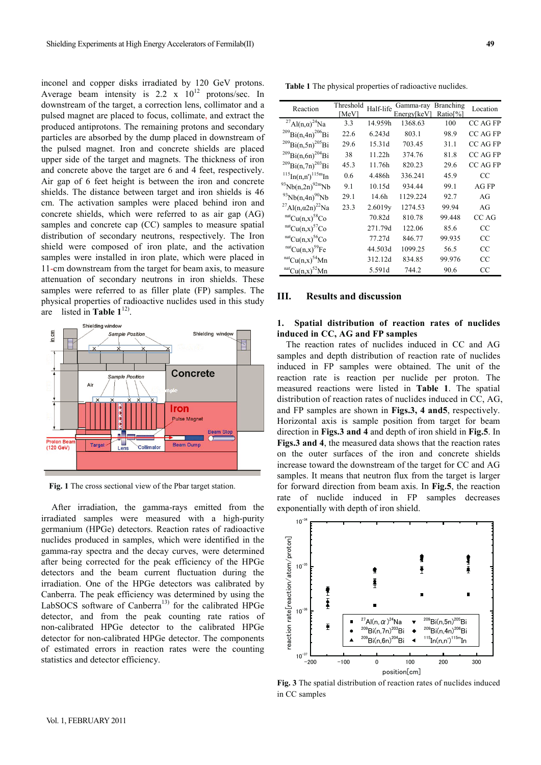inconel and copper disks irradiated by 120 GeV protons. Average beam intensity is 2.2 x $10^{12}$ protons/sec. In downstream of the target, a correction lens, collimator and a pulsed magnet are placed to focus, collimate, and extract the produced antiprotons. The remaining protons and secondary particles are absorbed by the dump placed in downstream of the pulsed magnet. Iron and concrete shields are placed upper side of the target and magnets. The thickness of iron and concrete above the target are 6 and 4 feet, respectively. Air gap of 6 feet height is between the iron and concrete shields. The distance between target and iron shields is 46 cm. The activation samples were placed behind iron and concrete shields, which were referred to as air gap (AG) samples and concrete cap (CC) samples to measure spatial distribution of secondary neutrons, respectively. The Iron shield were composed of iron plate, and the activation samples were installed in iron plate, which were placed in 11-cm downstream from the target for beam axis, to measure attenuation of secondary neutrons in iron shields. These samples were referred to as filler plate (FP) samples. The physical properties of radioactive nuclides used in this study are listed in **Table 1**[12].

Fig. 1 The cross sectional view of the Pbar target station.

After irradiation, the gamma-rays emitted from the irradiated samples were measured with a high-purity germanium (HPGe) detectors. Reaction rates of radioactive nuclides produced in samples, which were identified in the gamma-ray spectra and the decay curves, were determined after being corrected for the peak efficiency of the HPGe detectors and the beam current fluctuation during the irradiation. One of the HPGe detectors was calibrated by Canberra. The peak efficiency was determined by using the LabSOCS software of Canberra[13] for the calibrated HPGe detector, and from the peak counting rate ratios of non-calibrated HPGe detector to the calibrated HPGe detector for non-calibrated HPGe detector. The components of estimated errors in reaction rates were the counting statistics and detector efficiency.

**Table 1** The physical properties of radioactive nuclides.

| Reaction | Threshold [MeV] | Half-life | Gamma-ray Energy[keV] | Branching Ratio[%] | Location |
|---|---|---|---|---|---|
| $^{27}$Al(n,α)$^{24}$Na | 3.3 | 14.959h | 1368.63 | 100 | CC AG FP |
| $^{209}$Bi(n,4n)$^{206}$Bi | 22.6 | 6.243d | 803.1 | 98.9 | CC AG FP |
| $^{209}$Bi(n,5n)$^{205}$Bi | 29.6 | 15.31d | 703.45 | 31.1 | CC AG FP |
| $^{209}$Bi(n,6n)$^{204}$Bi | 38 | 11.22h | 374.76 | 81.8 | CC AG FP |
| $^{209}$Bi(n,7n)$^{203}$Bi | 45.3 | 11.76h | 820.23 | 29.6 | CC AG FP |
| $^{115}$In(n,n')$^{115m}$In | 0.6 | 4.486h | 336.241 | 45.9 | CC |
| $^{93}$Nb(n,2n)$^{92m}$Nb | 9.1 | 10.15d | 934.44 | 99.1 | AG FP |
| $^{93}$Nb(n,4n)$^{90}$Nb | 29.1 | 14.6h | 1129.224 | 92.7 | AG |
| $^{27}$Al(n,α2n)$^{22}$Na | 23.3 | 2.6019y | 1274.53 | 99.94 | AG |
| $^{nat}$Cu(n,x)$^{58}$Co | | 70.82d | 810.78 | 99.448 | CC AG |
| $^{nat}$Cu(n,x)$^{57}$Co | | 271.79d | 122.06 | 85.6 | CC |
| $^{nat}$Cu(n,x)$^{56}$Co | | 77.27d | 846.77 | 99.935 | CC |
| $^{nat}$Cu(n,x)$^{59}$Fe | | 44.503d | 1099.25 | 56.5 | CC |
| $^{nat}$Cu(n,x)$^{54}$Mn | | 312.12d | 834.85 | 99.976 | CC |
| $^{nat}$Cu(n,x)$^{52}$Mn | | 5.591d | 744.2 | 90.6 | CC |

## III. Results and discussion

### 1. Spatial distribution of reaction rates of nuclides induced in CC, AG and FP samples

The reaction rates of nuclides induced in CC and AG samples and depth distribution of reaction rate of nuclides induced in FP samples were obtained. The unit of the reaction rate is reaction per nuclide per proton. The measured reactions were listed in **Table 1**. The spatial distribution of reaction rates of nuclides induced in CC, AG, and FP samples are shown in **Figs.3, 4 and5**, respectively. Horizontal axis is sample position from target for beam direction in **Figs.3 and 4** and depth of iron shield in **Fig.5**. In **Figs.3 and 4**, the measured data shows that the reaction rates on the outer surfaces of the iron and concrete shields increase toward the downstream of the target for CC and AG samples. It means that neutron flux from the target is larger for forward direction from beam axis. In **Fig.5**, the reaction rate of nuclide induced in FP samples decreases exponentially with depth of iron shield.

**Fig. 3** The spatial distribution of reaction rates of nuclides induced in CC samples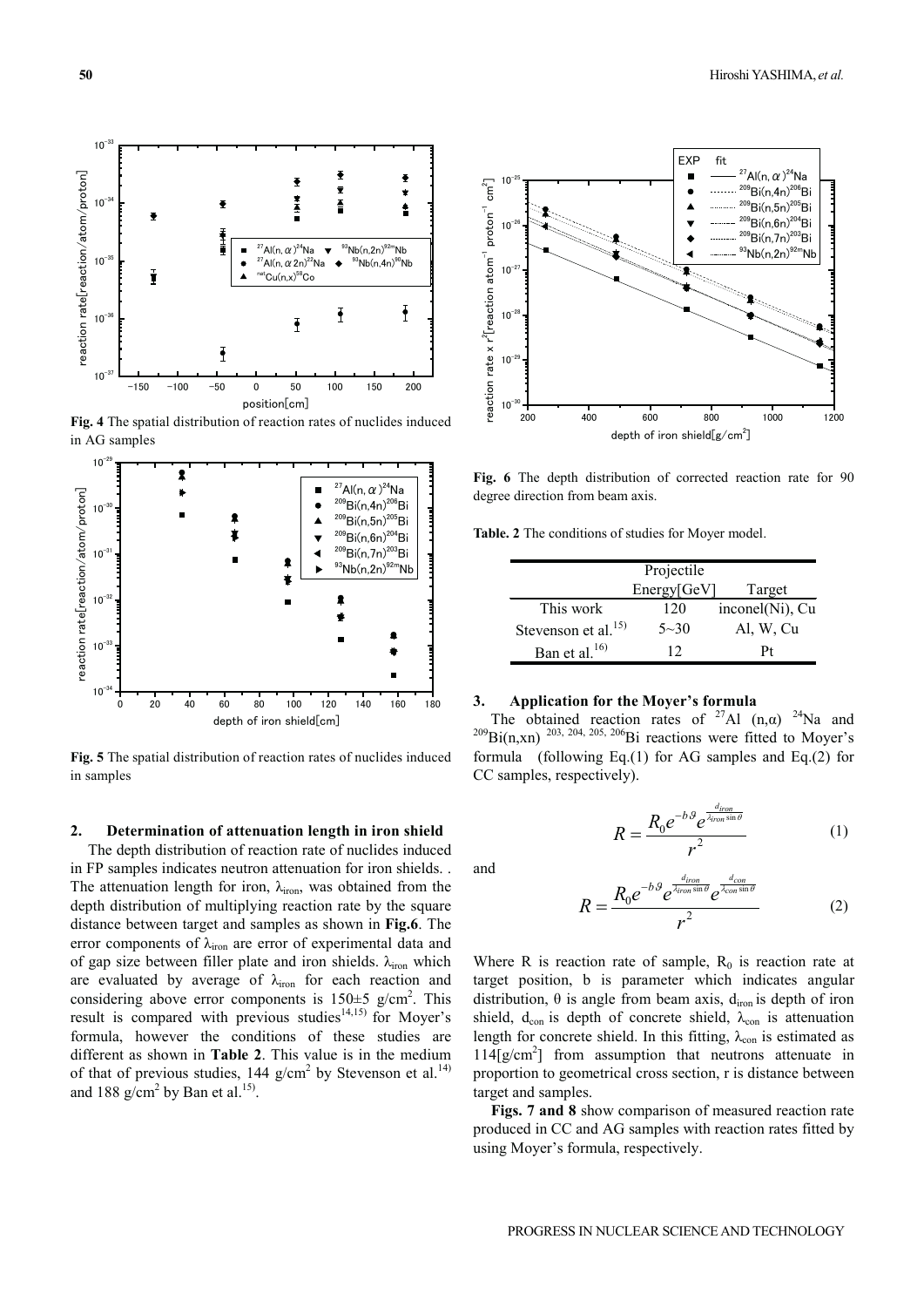**Fig. 4** The spatial distribution of reaction rates of nuclides induced in AG samples

**Fig. 5** The spatial distribution of reaction rates of nuclides induced in samples

## 2. Determination of attenuation length in iron shield

The depth distribution of reaction rate of nuclides induced in FP samples indicates neutron attenuation for iron shields. . The attenuation length for iron, $\lambda_{iron}$, was obtained from the depth distribution of multiplying reaction rate by the square distance between target and samples as shown in **Fig.6**. The error components of $\lambda_{iron}$ are error of experimental data and of gap size between filler plate and iron shields. $\lambda_{iron}$ which are evaluated by average of $\lambda_{iron}$ for each reaction and considering above error components is $150\pm5$ g/cm$^2$. This result is compared with previous studies[14,15] for Moyer's formula, however the conditions of these studies are different as shown in **Table 2**. This value is in the medium of that of previous studies, 144 g/cm$^2$ by Stevenson et al.[14] and 188 g/cm$^2$ by Ban et al.[15].

**Fig. 6** The depth distribution of corrected reaction rate for 90 degree direction from beam axis.

**Table. 2** The conditions of studies for Moyer model.

| | Projectile Energy[GeV] | Target |
|---|---|---|
| This work | 120 | inconel(Ni), Cu |
| Stevenson et al.[15] | 5~30 | Al, W, Cu |
| Ban et al.[16] | 12 | Pt |

## 3. Application for the Moyer's formula

The obtained reaction rates of $^{27}Al$ (n,α) $^{24}Na$ and $^{209}Bi(n,xn)$ $^{203, 204, 205, 206}Bi$ reactions were fitted to Moyer's formula (following Eq.(1) for AG samples and Eq.(2) for CC samples, respectively).

$$R = \frac{R_0 e^{-b\vartheta} e^{\frac{d_{iron}}{\lambda_{iron}\sin\theta}}}{r^2} \tag{1}$$

and

$$R = \frac{R_0 e^{-b\vartheta} e^{\frac{d_{iron}}{\lambda_{iron}\sin\theta}} e^{\frac{d_{con}}{\lambda_{con}\sin\theta}}}{r^2} \tag{2}$$

Where R is reaction rate of sample, $R_0$ is reaction rate at target position, b is parameter which indicates angular distribution, θ is angle from beam axis, $d_{iron}$ is depth of iron shield, $d_{con}$ is depth of concrete shield, $\lambda_{con}$ is attenuation length for concrete shield. In this fitting, $\lambda_{con}$ is estimated as 114[g/cm$^2$] from assumption that neutrons attenuate in proportion to geometrical cross section, r is distance between target and samples.

**Figs. 7 and 8** show comparison of measured reaction rate produced in CC and AG samples with reaction rates fitted by using Moyer's formula, respectively.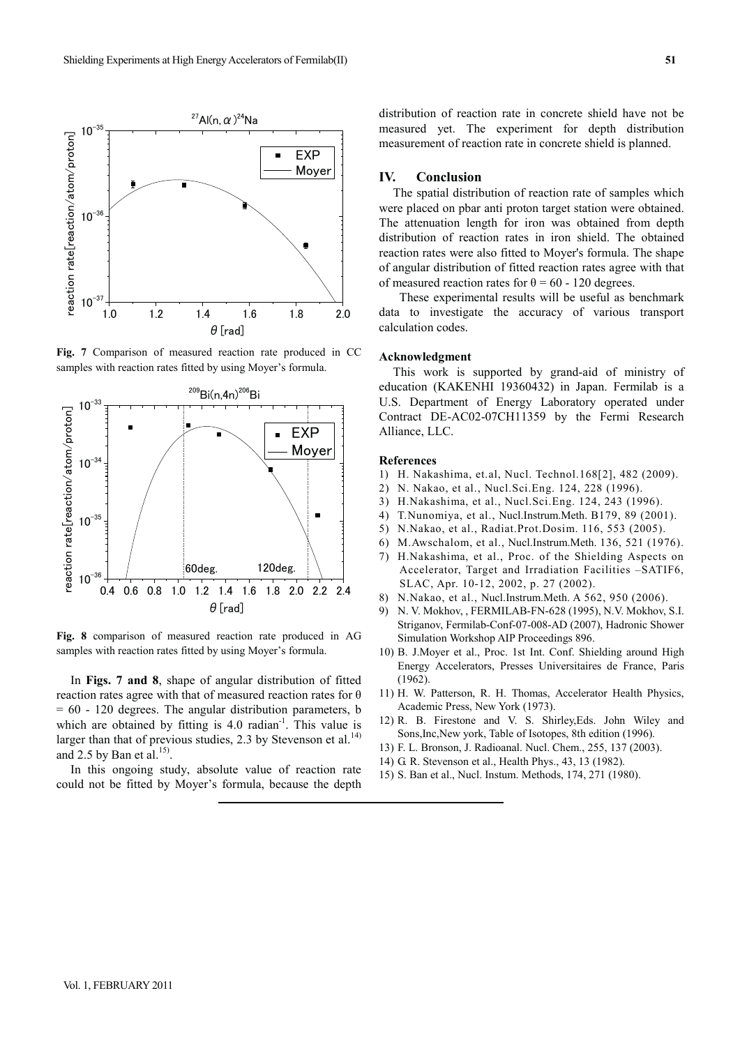$^{27}Al(n,\alpha)^{24}Na$

reaction rate[reaction/atom/proton]

$10^{-35}$

$10^{-36}$

$10^{-37}$

1.0 1.2 1.4 1.6 1.8 2.0

$\theta$ [rad]

EXP

Moyer

**Fig. 7** Comparison of measured reaction rate produced in CC samples with reaction rates fitted by using Moyer's formula.

$^{209}Bi(n,4n)^{206}Bi$

reaction rate[reaction/atom/proton]

$10^{-33}$

$10^{-34}$

$10^{-35}$

$10^{-36}$

0.4 0.6 0.8 1.0 1.2 1.4 1.6 1.8 2.0 2.2 2.4

$\theta$ [rad]

60deg.

120deg.

EXP

Moyer

**Fig. 8** comparison of measured reaction rate produced in AG samples with reaction rates fitted by using Moyer's formula.

In **Figs. 7 and 8**, shape of angular distribution of fitted reaction rates agree with that of measured reaction rates for θ = 60 - 120 degrees. The angular distribution parameters, b which are obtained by fitting is 4.0 radian$^{-1}$. This value is larger than that of previous studies, 2.3 by Stevenson et al.[14] and 2.5 by Ban et al.[15].

In this ongoing study, absolute value of reaction rate could not be fitted by Moyer's formula, because the depth distribution of reaction rate in concrete shield have not be measured yet. The experiment for depth distribution measurement of reaction rate in concrete shield is planned.

## IV. Conclusion

The spatial distribution of reaction rate of samples which were placed on pbar anti proton target station were obtained. The attenuation length for iron was obtained from depth distribution of reaction rates in iron shield. The obtained reaction rates were also fitted to Moyer's formula. The shape of angular distribution of fitted reaction rates agree with that of measured reaction rates for θ = 60 - 120 degrees.

These experimental results will be useful as benchmark data to investigate the accuracy of various transport calculation codes.

### Acknowledgment

This work is supported by grand-aid of ministry of education (KAKENHI 19360432) in Japan. Fermilab is a U.S. Department of Energy Laboratory operated under Contract DE-AC02-07CH11359 by the Fermi Research Alliance, LLC.

### References

1) H. Nakashima, et.al, Nucl. Technol.168[2], 482 (2009).
2) N. Nakao, et al., Nucl.Sci.Eng. 124, 228 (1996).
3) H.Nakashima, et al., Nucl.Sci.Eng. 124, 243 (1996).
4) T.Nunomiya, et al., Nucl.Instrum.Meth. B179, 89 (2001).
5) N.Nakao, et al., Radiat.Prot.Dosim. 116, 553 (2005).
6) M.Awschalom, et al., Nucl.Instrum.Meth. 136, 521 (1976).
7) H.Nakashima, et al., Proc. of the Shielding Aspects on Accelerator, Target and Irradiation Facilities –SATIF6, SLAC, Apr. 10-12, 2002, p. 27 (2002).
8) N.Nakao, et al., Nucl.Instrum.Meth. A 562, 950 (2006).
9) N. V. Mokhov, , FERMILAB-FN-628 (1995), N.V. Mokhov, S.I. Striganov, Fermilab-Conf-07-008-AD (2007), Hadronic Shower Simulation Workshop AIP Proceedings 896.
10) B. J.Moyer et al., Proc. 1st Int. Conf. Shielding around High Energy Accelerators, Presses Universitaires de France, Paris (1962).
11) H. W. Patterson, R. H. Thomas, Accelerator Health Physics, Academic Press, New York (1973).
12) R. B. Firestone and V. S. Shirley,Eds. John Wiley and Sons,Inc,New york, Table of Isotopes, 8th edition (1996).
13) F. L. Bronson, J. Radioanal. Nucl. Chem., 255, 137 (2003).
14) G. R. Stevenson et al., Health Phys., 43, 13 (1982).
15) S. Ban et al., Nucl. Instum. Methods, 174, 271 (1980).